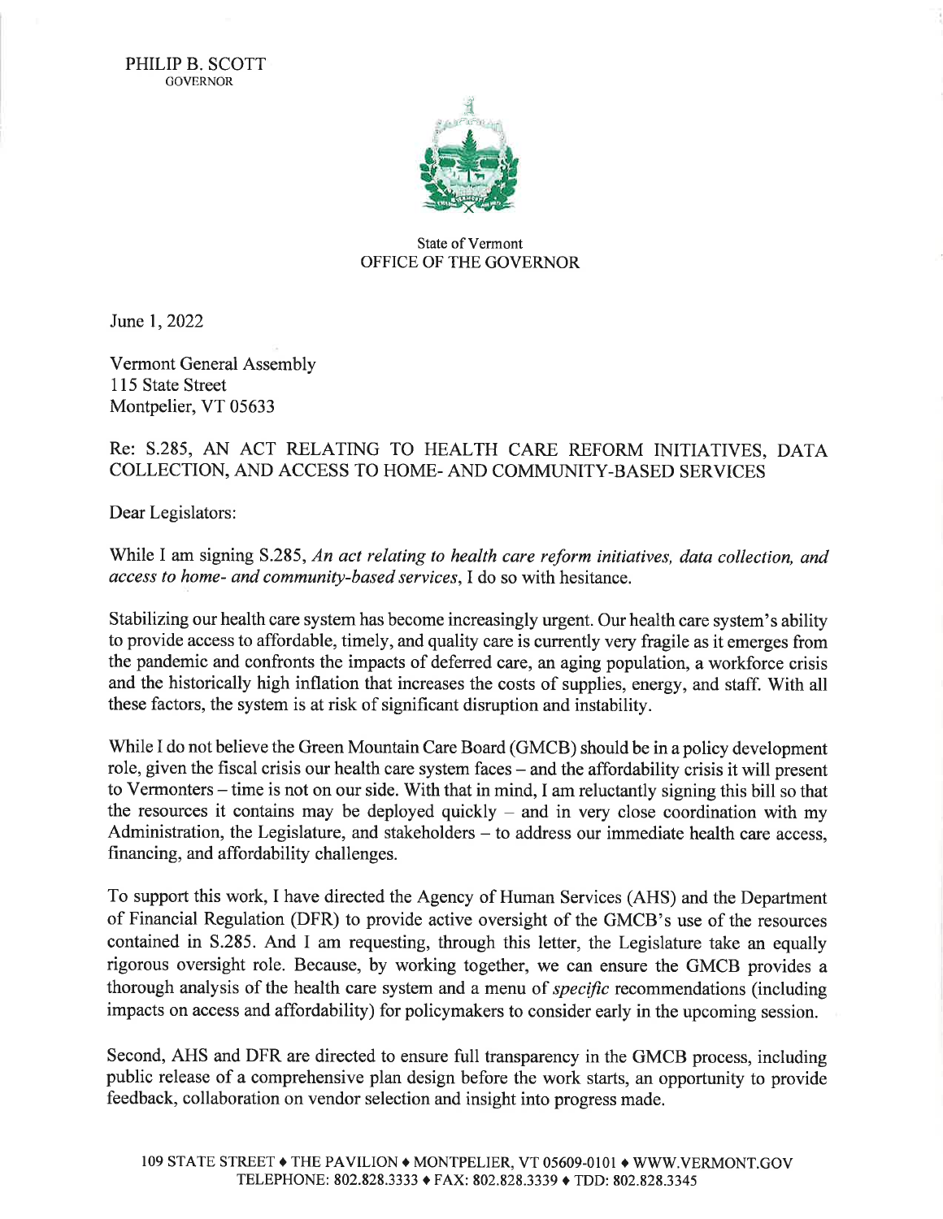PHILIP B. SCOTT
GOVERNOR

State of Vermont
OFFICE OF THE GOVERNOR

June 1, 2022

Vermont General Assembly
115 State Street
Montpelier, VT 05633

Re: S.285, AN ACT RELATING TO HEALTH CARE REFORM INITIATIVES, DATA COLLECTION, AND ACCESS TO HOME- AND COMMUNITY-BASED SERVICES

Dear Legislators:

While I am signing S.285, *An act relating to health care reform initiatives, data collection, and access to home- and community-based services*, I do so with hesitance.

Stabilizing our health care system has become increasingly urgent. Our health care system's ability to provide access to affordable, timely, and quality care is currently very fragile as it emerges from the pandemic and confronts the impacts of deferred care, an aging population, a workforce crisis and the historically high inflation that increases the costs of supplies, energy, and staff. With all these factors, the system is at risk of significant disruption and instability.

While I do not believe the Green Mountain Care Board (GMCB) should be in a policy development role, given the fiscal crisis our health care system faces – and the affordability crisis it will present to Vermonters – time is not on our side. With that in mind, I am reluctantly signing this bill so that the resources it contains may be deployed quickly – and in very close coordination with my Administration, the Legislature, and stakeholders – to address our immediate health care access, financing, and affordability challenges.

To support this work, I have directed the Agency of Human Services (AHS) and the Department of Financial Regulation (DFR) to provide active oversight of the GMCB's use of the resources contained in S.285. And I am requesting, through this letter, the Legislature take an equally rigorous oversight role. Because, by working together, we can ensure the GMCB provides a thorough analysis of the health care system and a menu of *specific* recommendations (including impacts on access and affordability) for policymakers to consider early in the upcoming session.

Second, AHS and DFR are directed to ensure full transparency in the GMCB process, including public release of a comprehensive plan design before the work starts, an opportunity to provide feedback, collaboration on vendor selection and insight into progress made.

109 STATE STREET ♦ THE PAVILION ♦ MONTPELIER, VT 05609-0101 ♦ WWW.VERMONT.GOV
TELEPHONE: 802.828.3333 ♦ FAX: 802.828.3339 ♦ TDD: 802.828.3345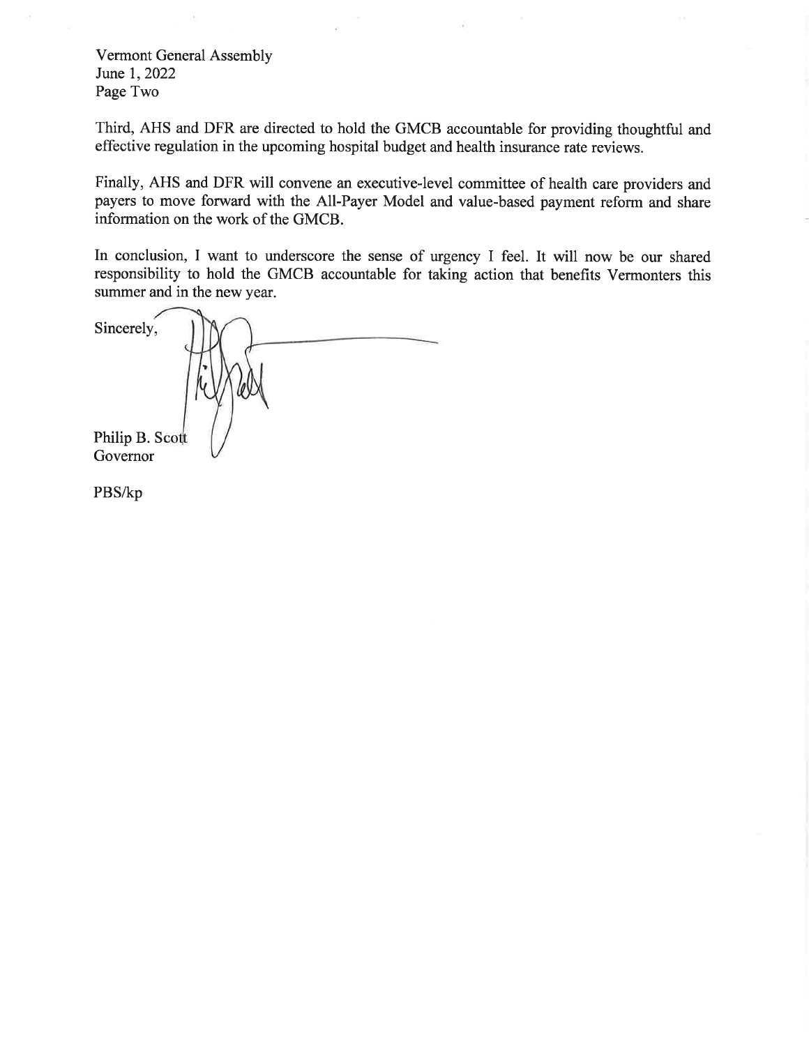Third, AHS and DFR are directed to hold the GMCB accountable for providing thoughtful and effective regulation in the upcoming hospital budget and health insurance rate reviews.

Finally, AHS and DFR will convene an executive-level committee of health care providers and payers to move forward with the All-Payer Model and value-based payment reform and share information on the work of the GMCB.

In conclusion, I want to underscore the sense of urgency I feel. It will now be our shared responsibility to hold the GMCB accountable for taking action that benefits Vermonters this summer and in the new year.

Sincerely,

Philip B. Scott
Governor

PBS/kp